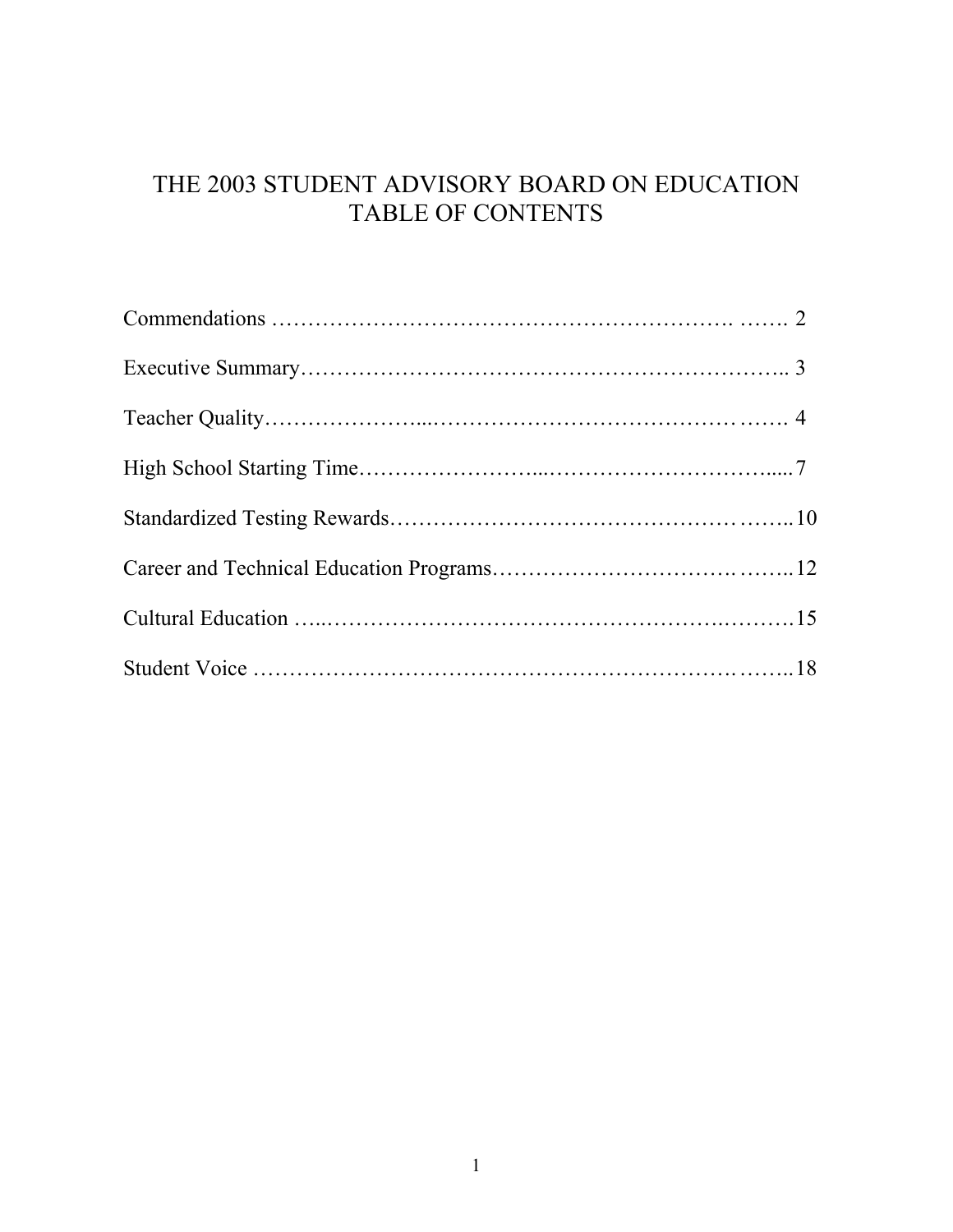# THE 2003 STUDENT ADVISORY BOARD ON EDUCATION TABLE OF CONTENTS

Commendations ………………………………………………………. ……. 2

Executive Summary……………………………………………………….. 3

Teacher Quality…………………...………………………………… ……. 4

High School Starting Time……………………...………………………….....7

Standardized Testing Rewards…………………………………………… ……..10

Career and Technical Education Programs…………………………. ……..12

Cultural Education …..…………………………………………….………15

Student Voice ……………………………………………………… ……..18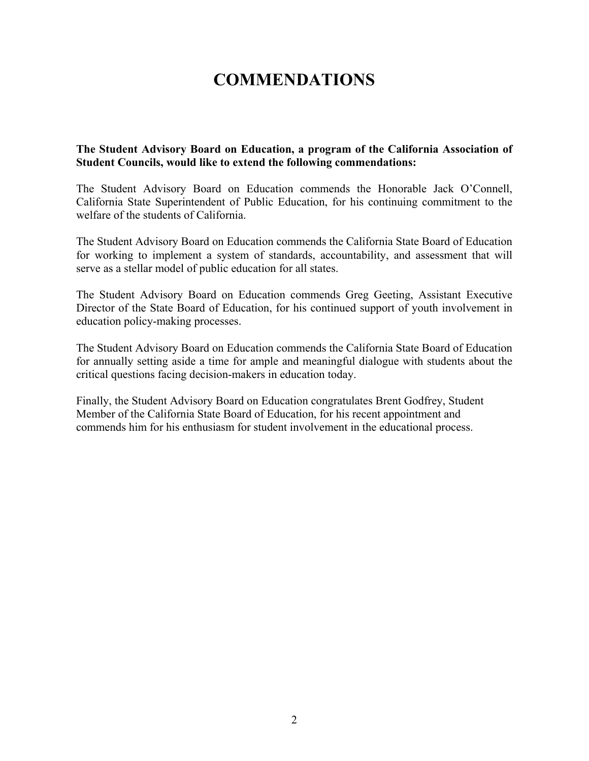# COMMENDATIONS

**The Student Advisory Board on Education, a program of the California Association of Student Councils, would like to extend the following commendations:**

The Student Advisory Board on Education commends the Honorable Jack O'Connell, California State Superintendent of Public Education, for his continuing commitment to the welfare of the students of California.

The Student Advisory Board on Education commends the California State Board of Education for working to implement a system of standards, accountability, and assessment that will serve as a stellar model of public education for all states.

The Student Advisory Board on Education commends Greg Geeting, Assistant Executive Director of the State Board of Education, for his continued support of youth involvement in education policy-making processes.

The Student Advisory Board on Education commends the California State Board of Education for annually setting aside a time for ample and meaningful dialogue with students about the critical questions facing decision-makers in education today.

Finally, the Student Advisory Board on Education congratulates Brent Godfrey, Student Member of the California State Board of Education, for his recent appointment and commends him for his enthusiasm for student involvement in the educational process.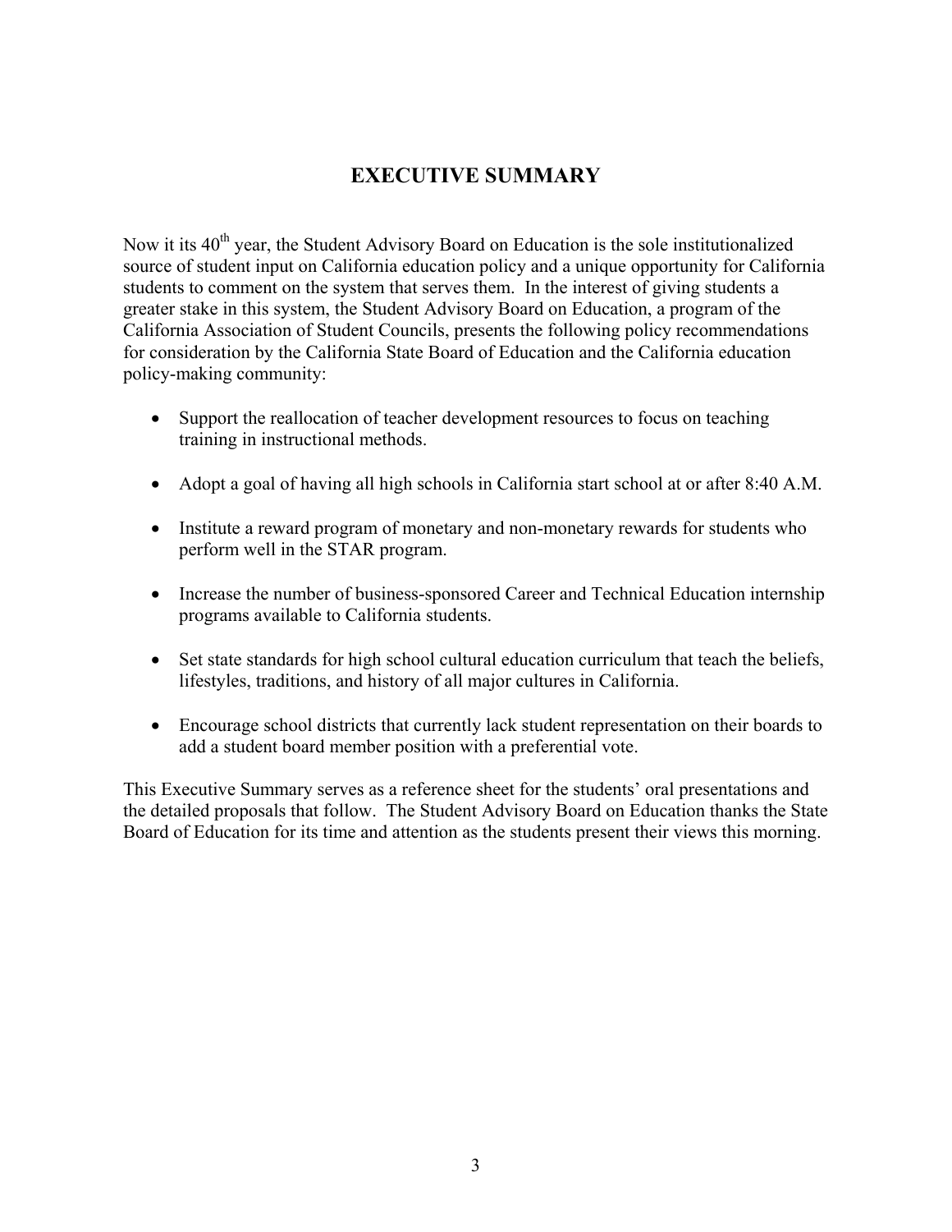# EXECUTIVE SUMMARY

Now it its 40th year, the Student Advisory Board on Education is the sole institutionalized source of student input on California education policy and a unique opportunity for California students to comment on the system that serves them. In the interest of giving students a greater stake in this system, the Student Advisory Board on Education, a program of the California Association of Student Councils, presents the following policy recommendations for consideration by the California State Board of Education and the California education policy-making community:

- Support the reallocation of teacher development resources to focus on teaching training in instructional methods.
- Adopt a goal of having all high schools in California start school at or after 8:40 A.M.
- Institute a reward program of monetary and non-monetary rewards for students who perform well in the STAR program.
- Increase the number of business-sponsored Career and Technical Education internship programs available to California students.
- Set state standards for high school cultural education curriculum that teach the beliefs, lifestyles, traditions, and history of all major cultures in California.
- Encourage school districts that currently lack student representation on their boards to add a student board member position with a preferential vote.

This Executive Summary serves as a reference sheet for the students' oral presentations and the detailed proposals that follow. The Student Advisory Board on Education thanks the State Board of Education for its time and attention as the students present their views this morning.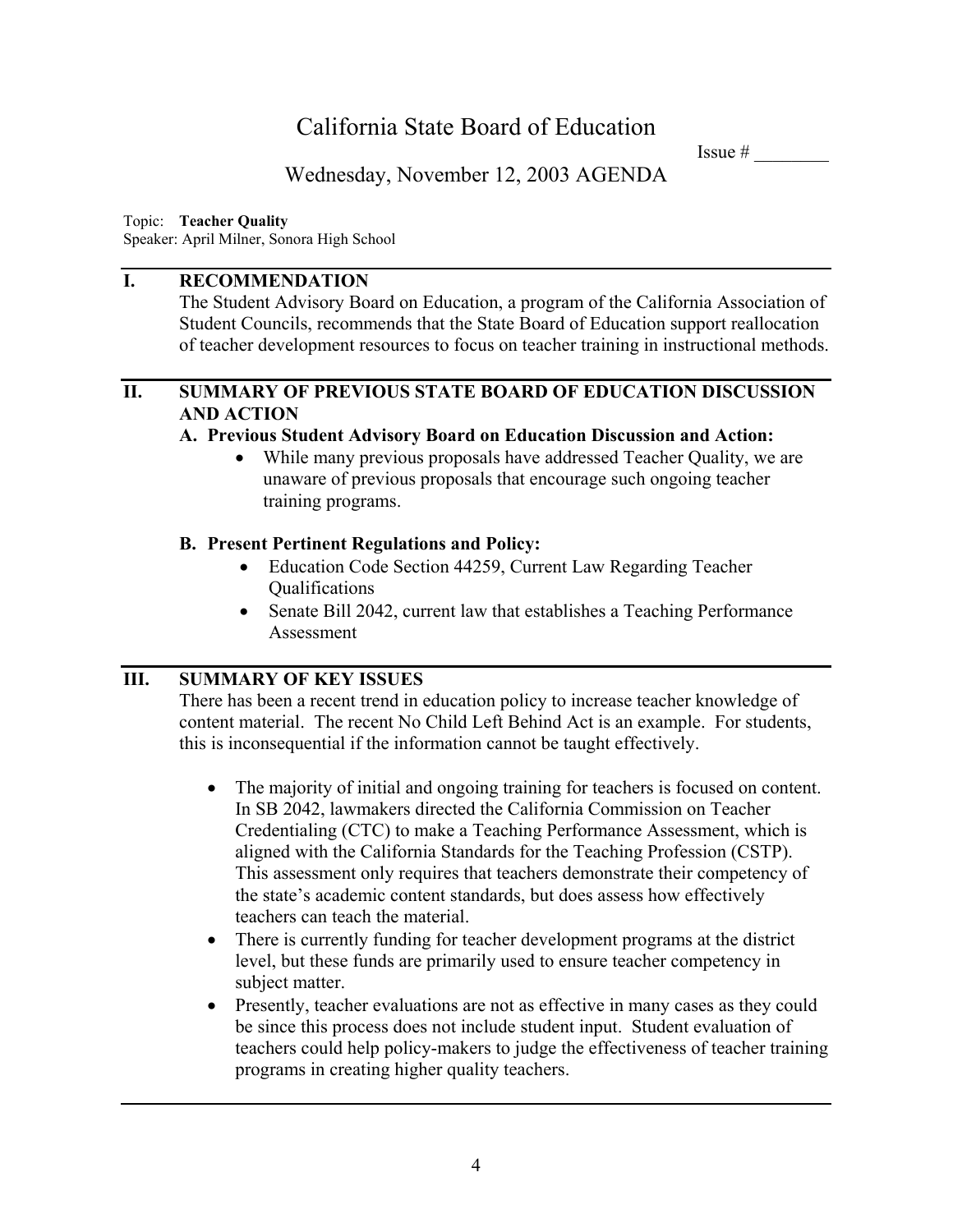# California State Board of Education

Issue # ________

## Wednesday, November 12, 2003 AGENDA

Topic: **Teacher Quality**
Speaker: April Milner, Sonora High School

## I. RECOMMENDATION

The Student Advisory Board on Education, a program of the California Association of Student Councils, recommends that the State Board of Education support reallocation of teacher development resources to focus on teacher training in instructional methods.

## II. SUMMARY OF PREVIOUS STATE BOARD OF EDUCATION DISCUSSION AND ACTION

### A. Previous Student Advisory Board on Education Discussion and Action:

- While many previous proposals have addressed Teacher Quality, we are unaware of previous proposals that encourage such ongoing teacher training programs.

### B. Present Pertinent Regulations and Policy:

- Education Code Section 44259, Current Law Regarding Teacher Qualifications
- Senate Bill 2042, current law that establishes a Teaching Performance Assessment

## III. SUMMARY OF KEY ISSUES

There has been a recent trend in education policy to increase teacher knowledge of content material. The recent No Child Left Behind Act is an example. For students, this is inconsequential if the information cannot be taught effectively.

- The majority of initial and ongoing training for teachers is focused on content. In SB 2042, lawmakers directed the California Commission on Teacher Credentialing (CTC) to make a Teaching Performance Assessment, which is aligned with the California Standards for the Teaching Profession (CSTP). This assessment only requires that teachers demonstrate their competency of the state's academic content standards, but does assess how effectively teachers can teach the material.
- There is currently funding for teacher development programs at the district level, but these funds are primarily used to ensure teacher competency in subject matter.
- Presently, teacher evaluations are not as effective in many cases as they could be since this process does not include student input. Student evaluation of teachers could help policy-makers to judge the effectiveness of teacher training programs in creating higher quality teachers.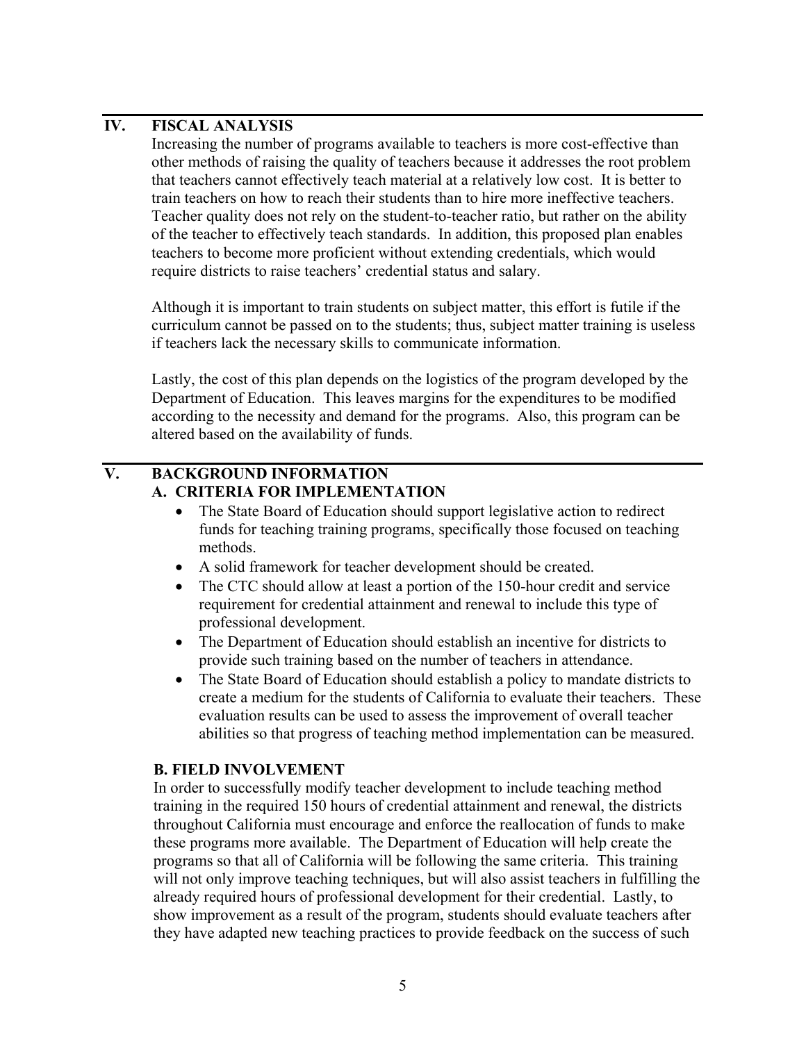## IV. FISCAL ANALYSIS

Increasing the number of programs available to teachers is more cost-effective than other methods of raising the quality of teachers because it addresses the root problem that teachers cannot effectively teach material at a relatively low cost. It is better to train teachers on how to reach their students than to hire more ineffective teachers. Teacher quality does not rely on the student-to-teacher ratio, but rather on the ability of the teacher to effectively teach standards. In addition, this proposed plan enables teachers to become more proficient without extending credentials, which would require districts to raise teachers' credential status and salary.

Although it is important to train students on subject matter, this effort is futile if the curriculum cannot be passed on to the students; thus, subject matter training is useless if teachers lack the necessary skills to communicate information.

Lastly, the cost of this plan depends on the logistics of the program developed by the Department of Education. This leaves margins for the expenditures to be modified according to the necessity and demand for the programs. Also, this program can be altered based on the availability of funds.

## V. BACKGROUND INFORMATION

### A. CRITERIA FOR IMPLEMENTATION

- The State Board of Education should support legislative action to redirect funds for teaching training programs, specifically those focused on teaching methods.
- A solid framework for teacher development should be created.
- The CTC should allow at least a portion of the 150-hour credit and service requirement for credential attainment and renewal to include this type of professional development.
- The Department of Education should establish an incentive for districts to provide such training based on the number of teachers in attendance.
- The State Board of Education should establish a policy to mandate districts to create a medium for the students of California to evaluate their teachers. These evaluation results can be used to assess the improvement of overall teacher abilities so that progress of teaching method implementation can be measured.

### B. FIELD INVOLVEMENT

In order to successfully modify teacher development to include teaching method training in the required 150 hours of credential attainment and renewal, the districts throughout California must encourage and enforce the reallocation of funds to make these programs more available. The Department of Education will help create the programs so that all of California will be following the same criteria. This training will not only improve teaching techniques, but will also assist teachers in fulfilling the already required hours of professional development for their credential. Lastly, to show improvement as a result of the program, students should evaluate teachers after they have adapted new teaching practices to provide feedback on the success of such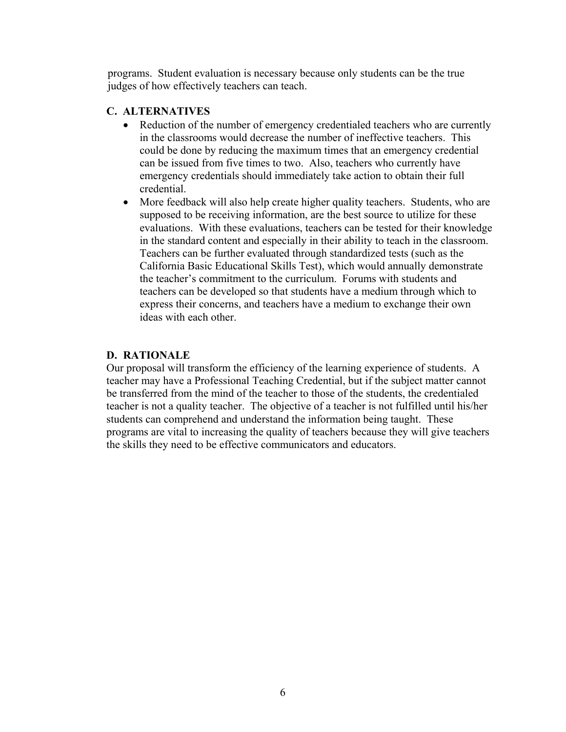programs. Student evaluation is necessary because only students can be the true judges of how effectively teachers can teach.

### C. ALTERNATIVES

- Reduction of the number of emergency credentialed teachers who are currently in the classrooms would decrease the number of ineffective teachers. This could be done by reducing the maximum times that an emergency credential can be issued from five times to two. Also, teachers who currently have emergency credentials should immediately take action to obtain their full credential.
- More feedback will also help create higher quality teachers. Students, who are supposed to be receiving information, are the best source to utilize for these evaluations. With these evaluations, teachers can be tested for their knowledge in the standard content and especially in their ability to teach in the classroom. Teachers can be further evaluated through standardized tests (such as the California Basic Educational Skills Test), which would annually demonstrate the teacher's commitment to the curriculum. Forums with students and teachers can be developed so that students have a medium through which to express their concerns, and teachers have a medium to exchange their own ideas with each other.

### D. RATIONALE

Our proposal will transform the efficiency of the learning experience of students. A teacher may have a Professional Teaching Credential, but if the subject matter cannot be transferred from the mind of the teacher to those of the students, the credentialed teacher is not a quality teacher. The objective of a teacher is not fulfilled until his/her students can comprehend and understand the information being taught. These programs are vital to increasing the quality of teachers because they will give teachers the skills they need to be effective communicators and educators.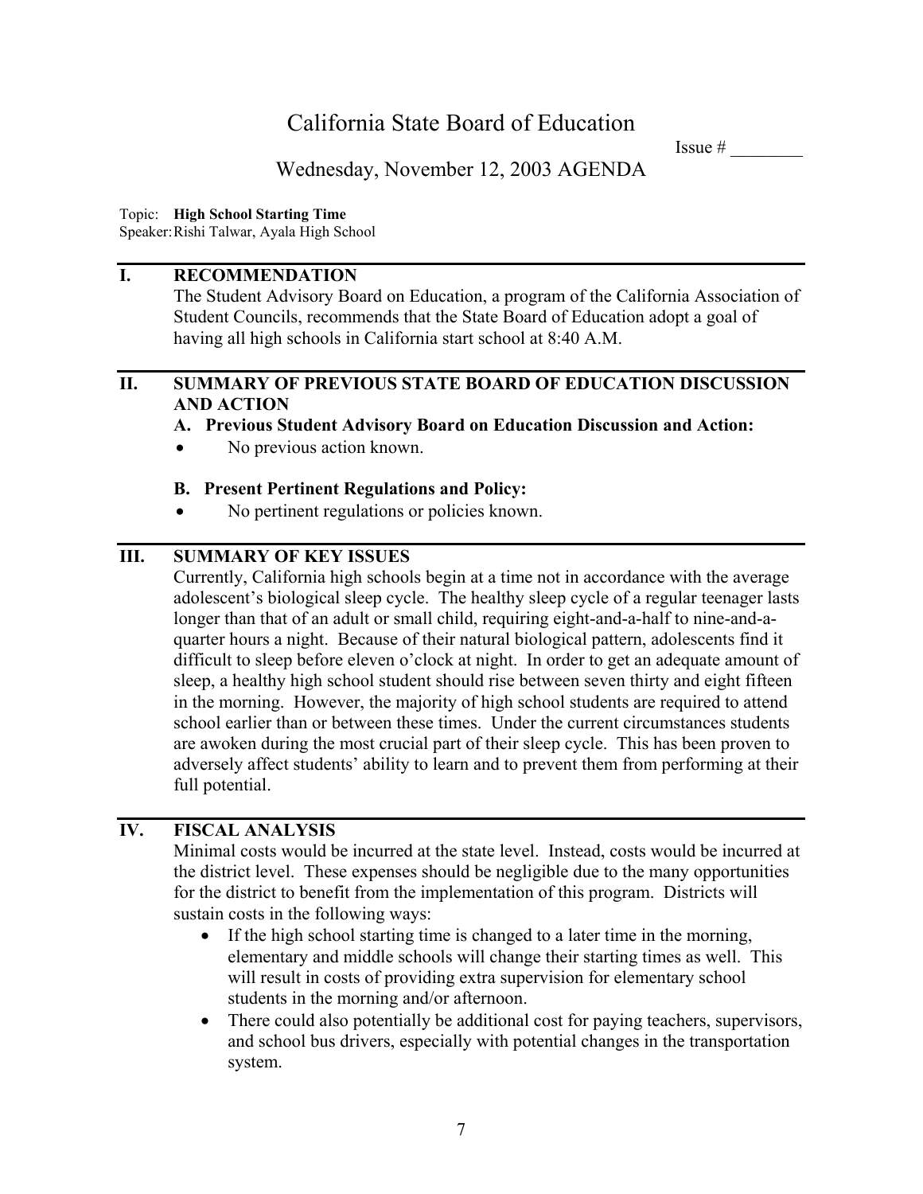# California State Board of Education

Issue # ________

## Wednesday, November 12, 2003 AGENDA

Topic: **High School Starting Time**
Speaker: Rishi Talwar, Ayala High School

## I. RECOMMENDATION

The Student Advisory Board on Education, a program of the California Association of Student Councils, recommends that the State Board of Education adopt a goal of having all high schools in California start school at 8:40 A.M.

## II. SUMMARY OF PREVIOUS STATE BOARD OF EDUCATION DISCUSSION AND ACTION

### A. Previous Student Advisory Board on Education Discussion and Action:

- No previous action known.

### B. Present Pertinent Regulations and Policy:

- No pertinent regulations or policies known.

## III. SUMMARY OF KEY ISSUES

Currently, California high schools begin at a time not in accordance with the average adolescent's biological sleep cycle. The healthy sleep cycle of a regular teenager lasts longer than that of an adult or small child, requiring eight-and-a-half to nine-and-a-quarter hours a night. Because of their natural biological pattern, adolescents find it difficult to sleep before eleven o'clock at night. In order to get an adequate amount of sleep, a healthy high school student should rise between seven thirty and eight fifteen in the morning. However, the majority of high school students are required to attend school earlier than or between these times. Under the current circumstances students are awoken during the most crucial part of their sleep cycle. This has been proven to adversely affect students' ability to learn and to prevent them from performing at their full potential.

## IV. FISCAL ANALYSIS

Minimal costs would be incurred at the state level. Instead, costs would be incurred at the district level. These expenses should be negligible due to the many opportunities for the district to benefit from the implementation of this program. Districts will sustain costs in the following ways:

- If the high school starting time is changed to a later time in the morning, elementary and middle schools will change their starting times as well. This will result in costs of providing extra supervision for elementary school students in the morning and/or afternoon.
- There could also potentially be additional cost for paying teachers, supervisors, and school bus drivers, especially with potential changes in the transportation system.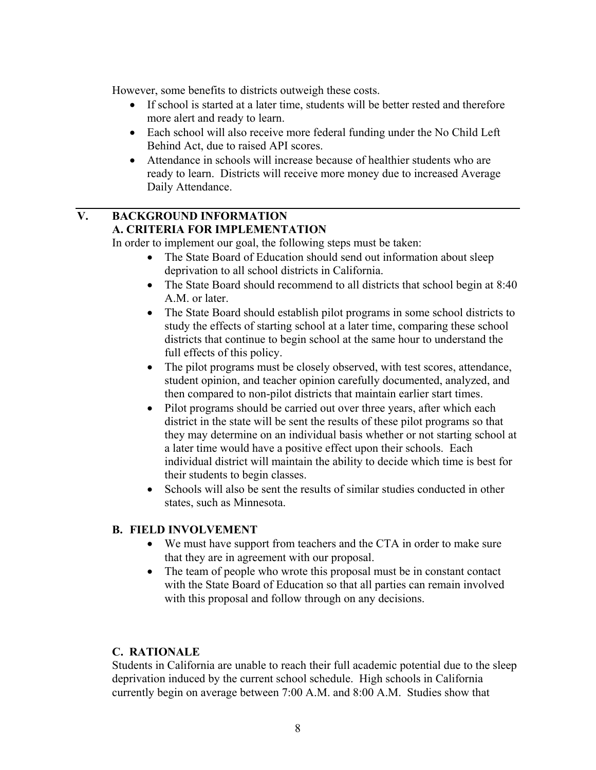However, some benefits to districts outweigh these costs.

- If school is started at a later time, students will be better rested and therefore more alert and ready to learn.
- Each school will also receive more federal funding under the No Child Left Behind Act, due to raised API scores.
- Attendance in schools will increase because of healthier students who are ready to learn. Districts will receive more money due to increased Average Daily Attendance.

---

## V. BACKGROUND INFORMATION

### A. CRITERIA FOR IMPLEMENTATION

In order to implement our goal, the following steps must be taken:

- The State Board of Education should send out information about sleep deprivation to all school districts in California.
- The State Board should recommend to all districts that school begin at 8:40 A.M. or later.
- The State Board should establish pilot programs in some school districts to study the effects of starting school at a later time, comparing these school districts that continue to begin school at the same hour to understand the full effects of this policy.
- The pilot programs must be closely observed, with test scores, attendance, student opinion, and teacher opinion carefully documented, analyzed, and then compared to non-pilot districts that maintain earlier start times.
- Pilot programs should be carried out over three years, after which each district in the state will be sent the results of these pilot programs so that they may determine on an individual basis whether or not starting school at a later time would have a positive effect upon their schools. Each individual district will maintain the ability to decide which time is best for their students to begin classes.
- Schools will also be sent the results of similar studies conducted in other states, such as Minnesota.

### B. FIELD INVOLVEMENT

- We must have support from teachers and the CTA in order to make sure that they are in agreement with our proposal.
- The team of people who wrote this proposal must be in constant contact with the State Board of Education so that all parties can remain involved with this proposal and follow through on any decisions.

### C. RATIONALE

Students in California are unable to reach their full academic potential due to the sleep deprivation induced by the current school schedule. High schools in California currently begin on average between 7:00 A.M. and 8:00 A.M. Studies show that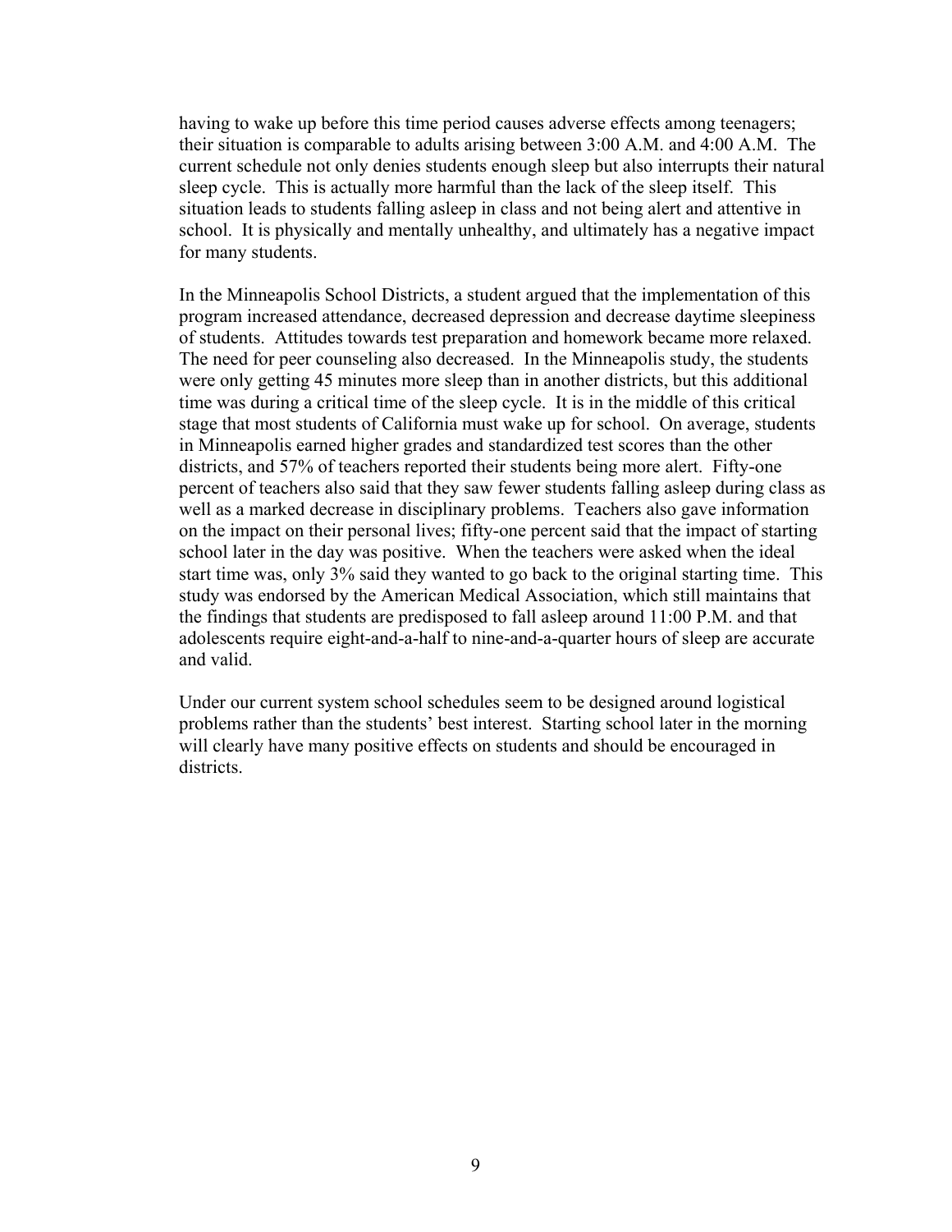having to wake up before this time period causes adverse effects among teenagers; their situation is comparable to adults arising between 3:00 A.M. and 4:00 A.M. The current schedule not only denies students enough sleep but also interrupts their natural sleep cycle. This is actually more harmful than the lack of the sleep itself. This situation leads to students falling asleep in class and not being alert and attentive in school. It is physically and mentally unhealthy, and ultimately has a negative impact for many students.

In the Minneapolis School Districts, a student argued that the implementation of this program increased attendance, decreased depression and decrease daytime sleepiness of students. Attitudes towards test preparation and homework became more relaxed. The need for peer counseling also decreased. In the Minneapolis study, the students were only getting 45 minutes more sleep than in another districts, but this additional time was during a critical time of the sleep cycle. It is in the middle of this critical stage that most students of California must wake up for school. On average, students in Minneapolis earned higher grades and standardized test scores than the other districts, and 57% of teachers reported their students being more alert. Fifty-one percent of teachers also said that they saw fewer students falling asleep during class as well as a marked decrease in disciplinary problems. Teachers also gave information on the impact on their personal lives; fifty-one percent said that the impact of starting school later in the day was positive. When the teachers were asked when the ideal start time was, only 3% said they wanted to go back to the original starting time. This study was endorsed by the American Medical Association, which still maintains that the findings that students are predisposed to fall asleep around 11:00 P.M. and that adolescents require eight-and-a-half to nine-and-a-quarter hours of sleep are accurate and valid.

Under our current system school schedules seem to be designed around logistical problems rather than the students' best interest. Starting school later in the morning will clearly have many positive effects on students and should be encouraged in districts.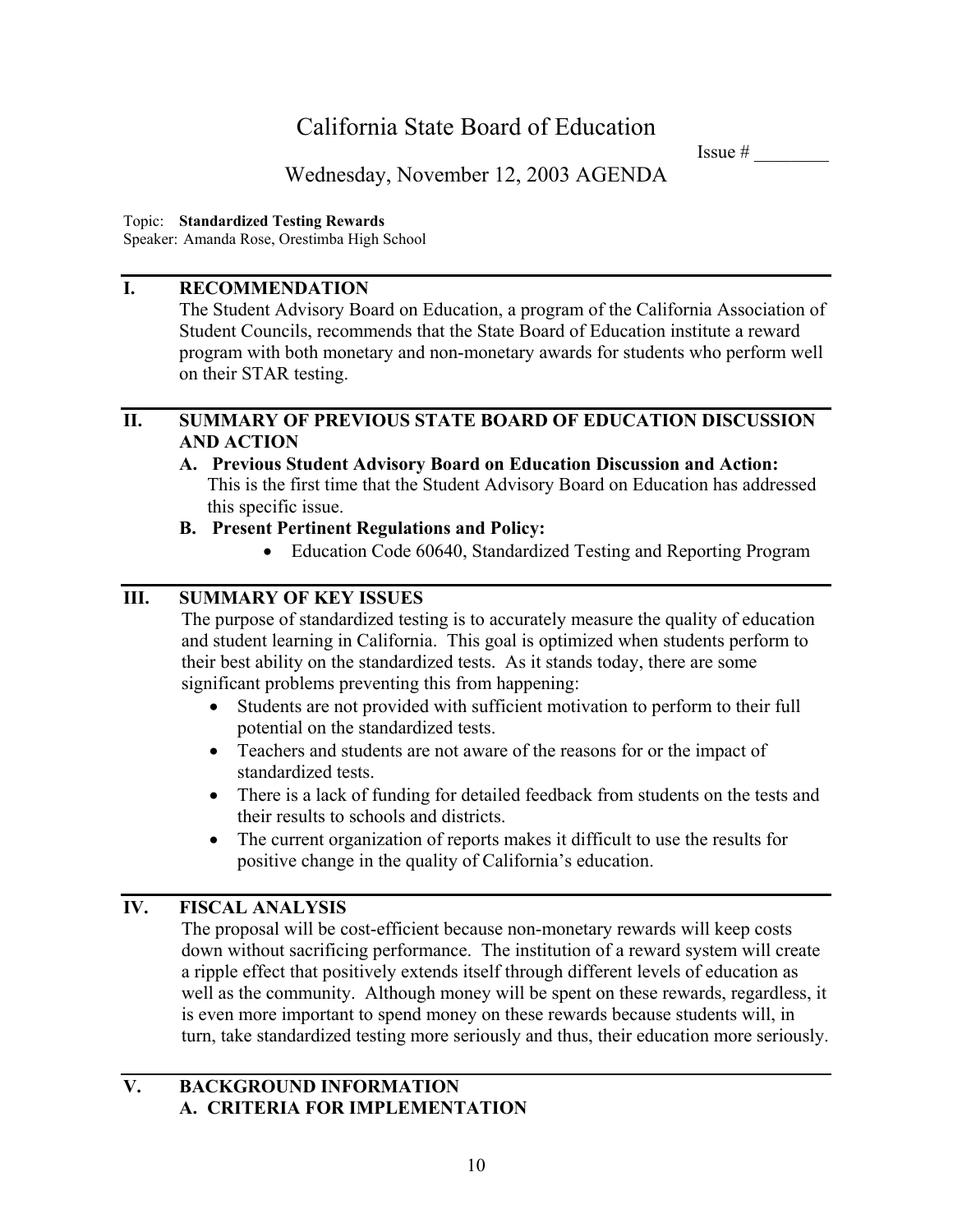# California State Board of Education

Issue # ________

## Wednesday, November 12, 2003 AGENDA

Topic: **Standardized Testing Rewards**
Speaker: Amanda Rose, Orestimba High School

---

## I. RECOMMENDATION

The Student Advisory Board on Education, a program of the California Association of Student Councils, recommends that the State Board of Education institute a reward program with both monetary and non-monetary awards for students who perform well on their STAR testing.

---

## II. SUMMARY OF PREVIOUS STATE BOARD OF EDUCATION DISCUSSION AND ACTION

**A. Previous Student Advisory Board on Education Discussion and Action:**
This is the first time that the Student Advisory Board on Education has addressed this specific issue.

**B. Present Pertinent Regulations and Policy:**

- Education Code 60640, Standardized Testing and Reporting Program

---

## III. SUMMARY OF KEY ISSUES

The purpose of standardized testing is to accurately measure the quality of education and student learning in California. This goal is optimized when students perform to their best ability on the standardized tests. As it stands today, there are some significant problems preventing this from happening:

- Students are not provided with sufficient motivation to perform to their full potential on the standardized tests.
- Teachers and students are not aware of the reasons for or the impact of standardized tests.
- There is a lack of funding for detailed feedback from students on the tests and their results to schools and districts.
- The current organization of reports makes it difficult to use the results for positive change in the quality of California's education.

---

## IV. FISCAL ANALYSIS

The proposal will be cost-efficient because non-monetary rewards will keep costs down without sacrificing performance. The institution of a reward system will create a ripple effect that positively extends itself through different levels of education as well as the community. Although money will be spent on these rewards, regardless, it is even more important to spend money on these rewards because students will, in turn, take standardized testing more seriously and thus, their education more seriously.

---

## V. BACKGROUND INFORMATION

**A. CRITERIA FOR IMPLEMENTATION**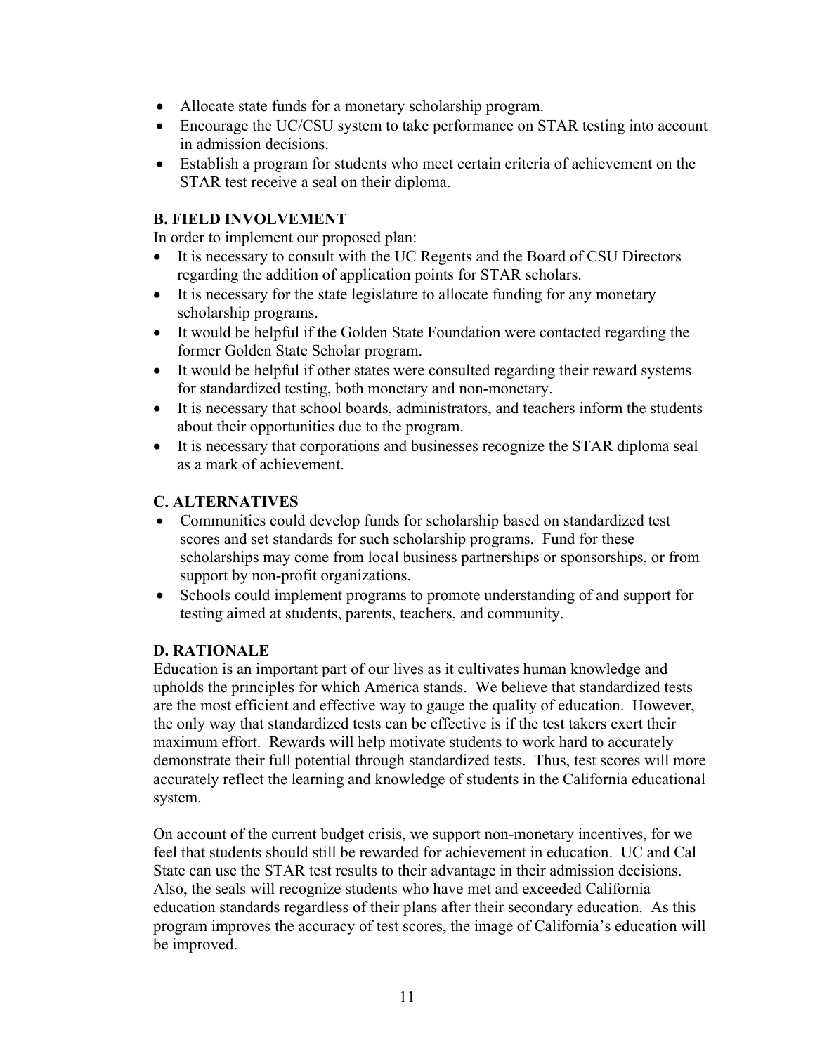- Allocate state funds for a monetary scholarship program.
- Encourage the UC/CSU system to take performance on STAR testing into account in admission decisions.
- Establish a program for students who meet certain criteria of achievement on the STAR test receive a seal on their diploma.

### B. FIELD INVOLVEMENT

In order to implement our proposed plan:

- It is necessary to consult with the UC Regents and the Board of CSU Directors regarding the addition of application points for STAR scholars.
- It is necessary for the state legislature to allocate funding for any monetary scholarship programs.
- It would be helpful if the Golden State Foundation were contacted regarding the former Golden State Scholar program.
- It would be helpful if other states were consulted regarding their reward systems for standardized testing, both monetary and non-monetary.
- It is necessary that school boards, administrators, and teachers inform the students about their opportunities due to the program.
- It is necessary that corporations and businesses recognize the STAR diploma seal as a mark of achievement.

### C. ALTERNATIVES

- Communities could develop funds for scholarship based on standardized test scores and set standards for such scholarship programs. Fund for these scholarships may come from local business partnerships or sponsorships, or from support by non-profit organizations.
- Schools could implement programs to promote understanding of and support for testing aimed at students, parents, teachers, and community.

### D. RATIONALE

Education is an important part of our lives as it cultivates human knowledge and upholds the principles for which America stands. We believe that standardized tests are the most efficient and effective way to gauge the quality of education. However, the only way that standardized tests can be effective is if the test takers exert their maximum effort. Rewards will help motivate students to work hard to accurately demonstrate their full potential through standardized tests. Thus, test scores will more accurately reflect the learning and knowledge of students in the California educational system.

On account of the current budget crisis, we support non-monetary incentives, for we feel that students should still be rewarded for achievement in education. UC and Cal State can use the STAR test results to their advantage in their admission decisions. Also, the seals will recognize students who have met and exceeded California education standards regardless of their plans after their secondary education. As this program improves the accuracy of test scores, the image of California's education will be improved.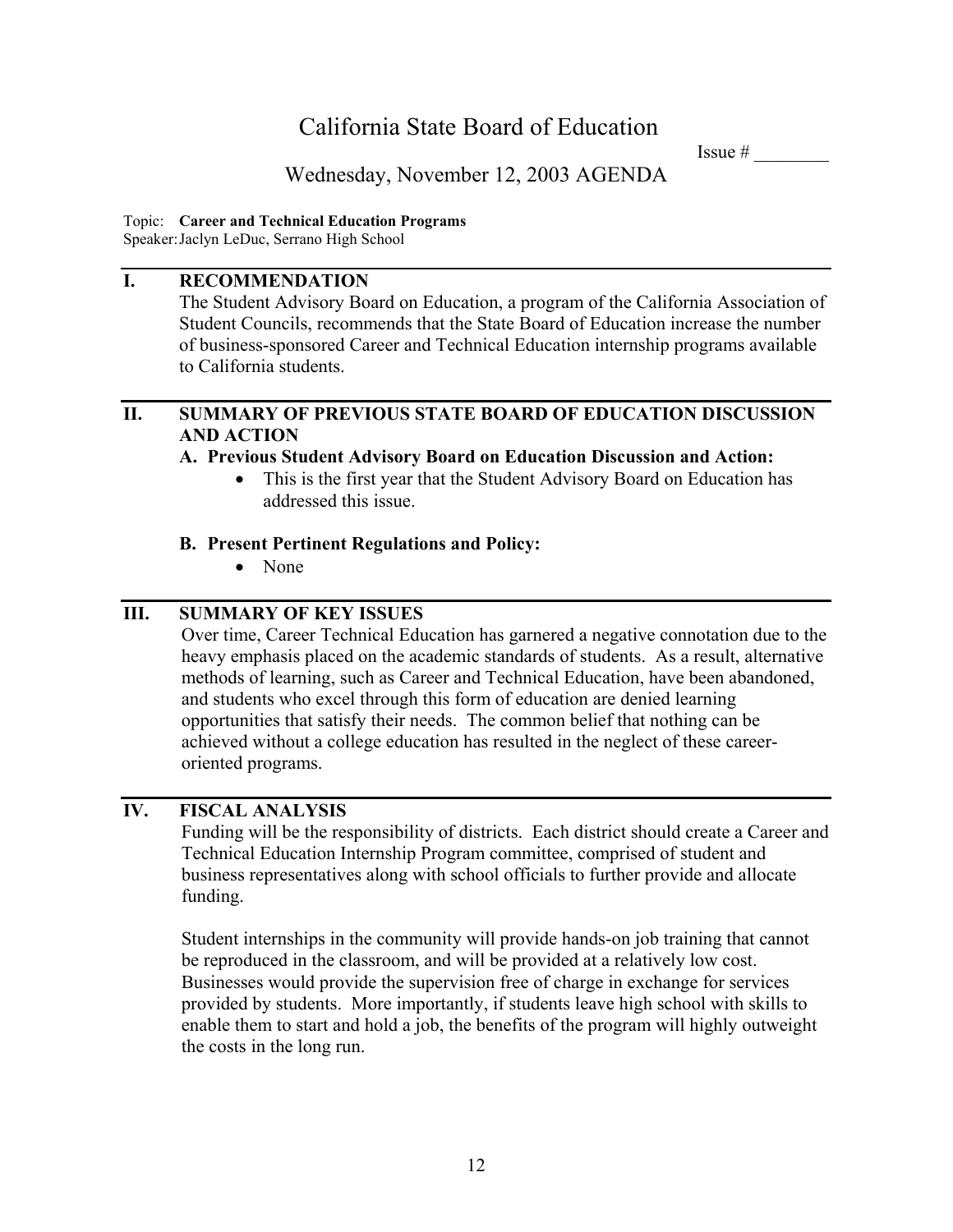# California State Board of Education

Issue # ________

## Wednesday, November 12, 2003 AGENDA

Topic: **Career and Technical Education Programs**
Speaker: Jaclyn LeDuc, Serrano High School

## I. RECOMMENDATION

The Student Advisory Board on Education, a program of the California Association of Student Councils, recommends that the State Board of Education increase the number of business-sponsored Career and Technical Education internship programs available to California students.

## II. SUMMARY OF PREVIOUS STATE BOARD OF EDUCATION DISCUSSION AND ACTION

### A. Previous Student Advisory Board on Education Discussion and Action:

- This is the first year that the Student Advisory Board on Education has addressed this issue.

### B. Present Pertinent Regulations and Policy:

- None

## III. SUMMARY OF KEY ISSUES

Over time, Career Technical Education has garnered a negative connotation due to the heavy emphasis placed on the academic standards of students. As a result, alternative methods of learning, such as Career and Technical Education, have been abandoned, and students who excel through this form of education are denied learning opportunities that satisfy their needs. The common belief that nothing can be achieved without a college education has resulted in the neglect of these career-oriented programs.

## IV. FISCAL ANALYSIS

Funding will be the responsibility of districts. Each district should create a Career and Technical Education Internship Program committee, comprised of student and business representatives along with school officials to further provide and allocate funding.

Student internships in the community will provide hands-on job training that cannot be reproduced in the classroom, and will be provided at a relatively low cost. Businesses would provide the supervision free of charge in exchange for services provided by students. More importantly, if students leave high school with skills to enable them to start and hold a job, the benefits of the program will highly outweight the costs in the long run.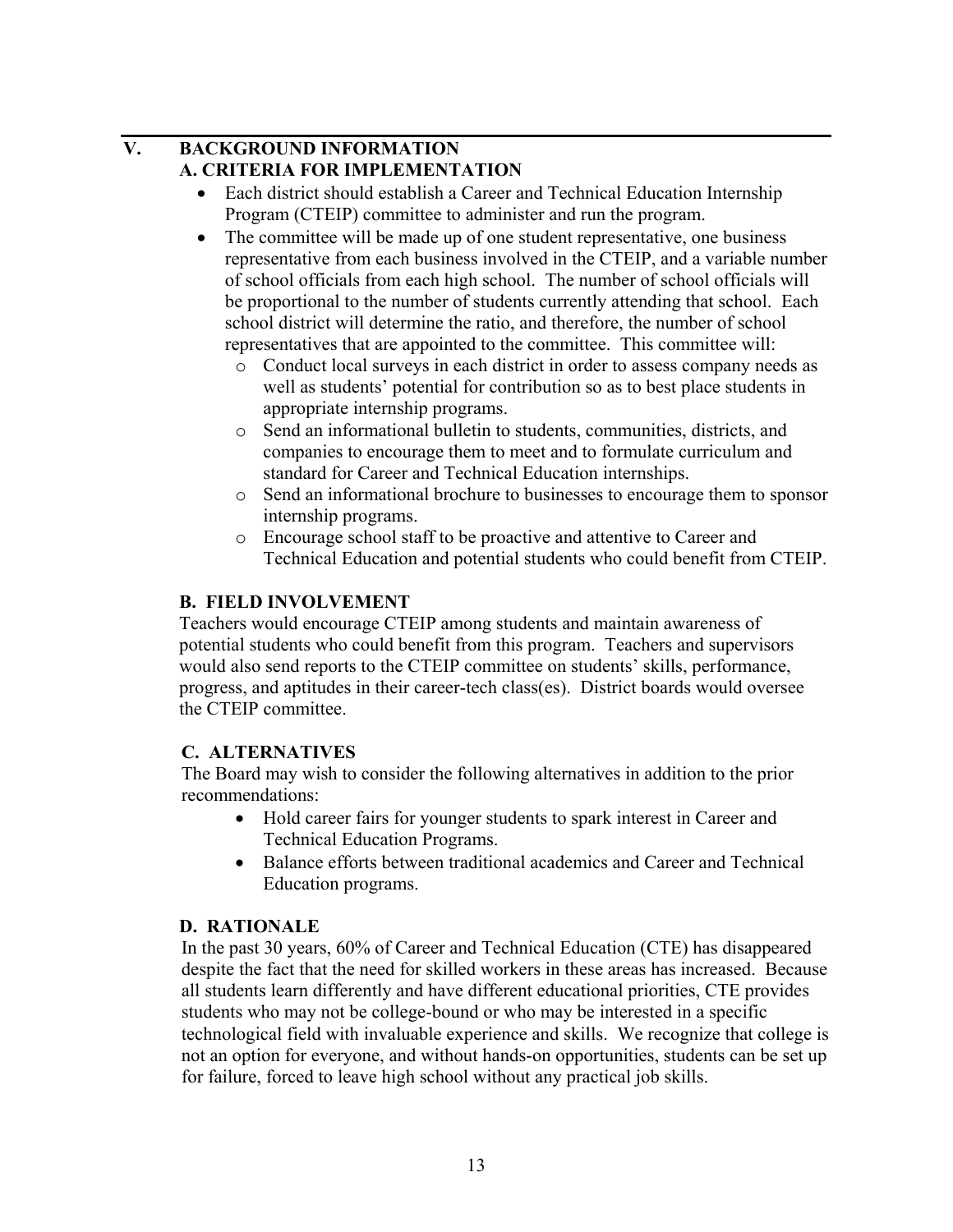## V. BACKGROUND INFORMATION

### A. CRITERIA FOR IMPLEMENTATION

- Each district should establish a Career and Technical Education Internship Program (CTEIP) committee to administer and run the program.
- The committee will be made up of one student representative, one business representative from each business involved in the CTEIP, and a variable number of school officials from each high school. The number of school officials will be proportional to the number of students currently attending that school. Each school district will determine the ratio, and therefore, the number of school representatives that are appointed to the committee. This committee will:
  - Conduct local surveys in each district in order to assess company needs as well as students' potential for contribution so as to best place students in appropriate internship programs.
  - Send an informational bulletin to students, communities, districts, and companies to encourage them to meet and to formulate curriculum and standard for Career and Technical Education internships.
  - Send an informational brochure to businesses to encourage them to sponsor internship programs.
  - Encourage school staff to be proactive and attentive to Career and Technical Education and potential students who could benefit from CTEIP.

### B. FIELD INVOLVEMENT

Teachers would encourage CTEIP among students and maintain awareness of potential students who could benefit from this program. Teachers and supervisors would also send reports to the CTEIP committee on students' skills, performance, progress, and aptitudes in their career-tech class(es). District boards would oversee the CTEIP committee.

### C. ALTERNATIVES

The Board may wish to consider the following alternatives in addition to the prior recommendations:

- Hold career fairs for younger students to spark interest in Career and Technical Education Programs.
- Balance efforts between traditional academics and Career and Technical Education programs.

### D. RATIONALE

In the past 30 years, 60% of Career and Technical Education (CTE) has disappeared despite the fact that the need for skilled workers in these areas has increased. Because all students learn differently and have different educational priorities, CTE provides students who may not be college-bound or who may be interested in a specific technological field with invaluable experience and skills. We recognize that college is not an option for everyone, and without hands-on opportunities, students can be set up for failure, forced to leave high school without any practical job skills.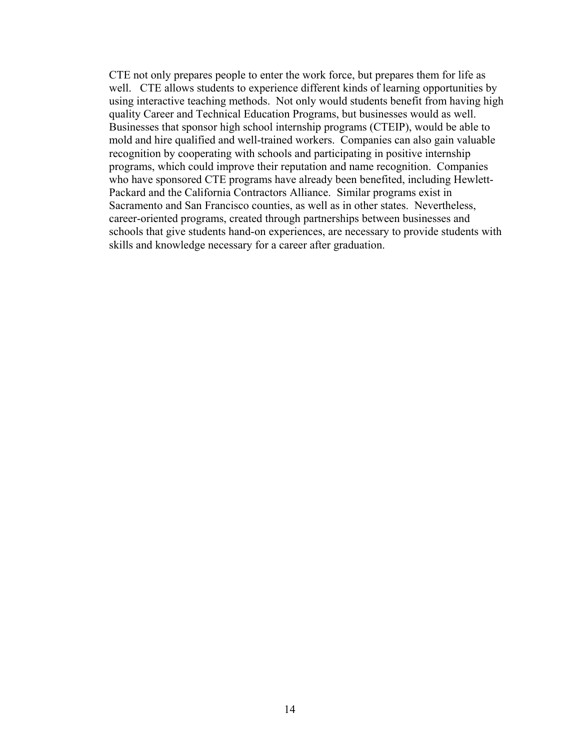CTE not only prepares people to enter the work force, but prepares them for life as well. CTE allows students to experience different kinds of learning opportunities by using interactive teaching methods. Not only would students benefit from having high quality Career and Technical Education Programs, but businesses would as well. Businesses that sponsor high school internship programs (CTEIP), would be able to mold and hire qualified and well-trained workers. Companies can also gain valuable recognition by cooperating with schools and participating in positive internship programs, which could improve their reputation and name recognition. Companies who have sponsored CTE programs have already been benefited, including Hewlett-Packard and the California Contractors Alliance. Similar programs exist in Sacramento and San Francisco counties, as well as in other states. Nevertheless, career-oriented programs, created through partnerships between businesses and schools that give students hand-on experiences, are necessary to provide students with skills and knowledge necessary for a career after graduation.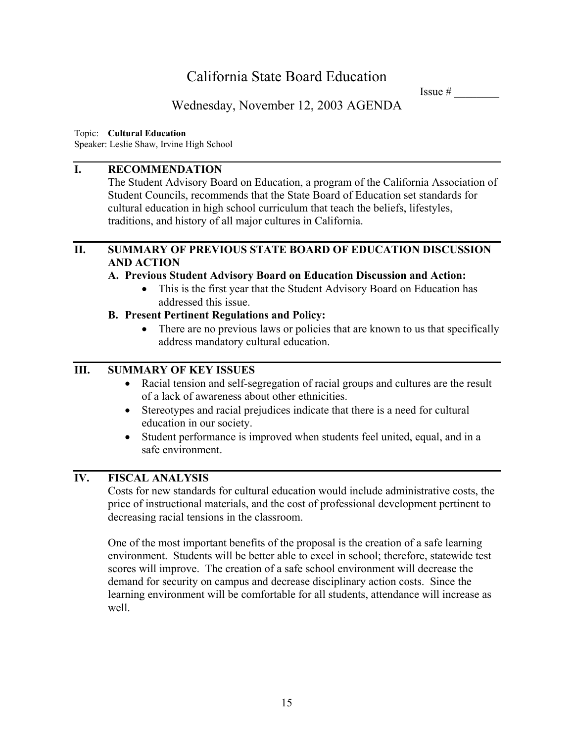# California State Board Education

Issue # ________

## Wednesday, November 12, 2003 AGENDA

Topic: **Cultural Education**
Speaker: Leslie Shaw, Irvine High School

## I. RECOMMENDATION

The Student Advisory Board on Education, a program of the California Association of Student Councils, recommends that the State Board of Education set standards for cultural education in high school curriculum that teach the beliefs, lifestyles, traditions, and history of all major cultures in California.

## II. SUMMARY OF PREVIOUS STATE BOARD OF EDUCATION DISCUSSION AND ACTION

### A. Previous Student Advisory Board on Education Discussion and Action:

- This is the first year that the Student Advisory Board on Education has addressed this issue.

### B. Present Pertinent Regulations and Policy:

- There are no previous laws or policies that are known to us that specifically address mandatory cultural education.

## III. SUMMARY OF KEY ISSUES

- Racial tension and self-segregation of racial groups and cultures are the result of a lack of awareness about other ethnicities.
- Stereotypes and racial prejudices indicate that there is a need for cultural education in our society.
- Student performance is improved when students feel united, equal, and in a safe environment.

## IV. FISCAL ANALYSIS

Costs for new standards for cultural education would include administrative costs, the price of instructional materials, and the cost of professional development pertinent to decreasing racial tensions in the classroom.

One of the most important benefits of the proposal is the creation of a safe learning environment. Students will be better able to excel in school; therefore, statewide test scores will improve. The creation of a safe school environment will decrease the demand for security on campus and decrease disciplinary action costs. Since the learning environment will be comfortable for all students, attendance will increase as well.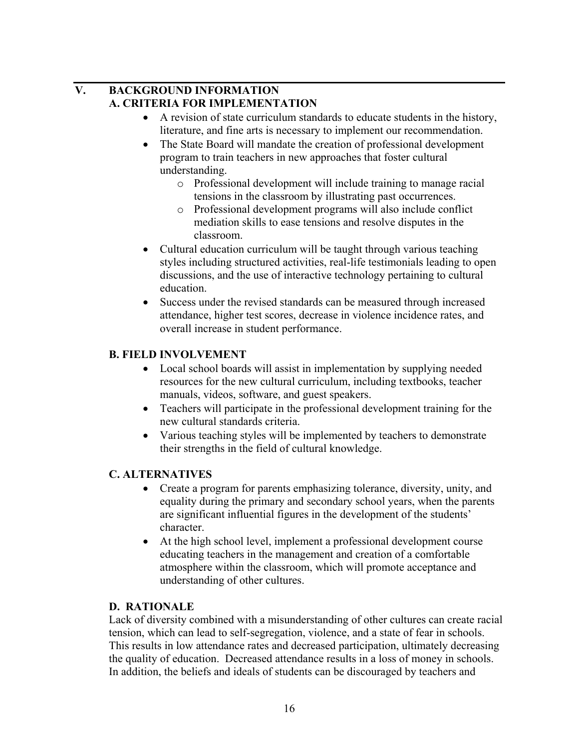## V. BACKGROUND INFORMATION

### A. CRITERIA FOR IMPLEMENTATION

- A revision of state curriculum standards to educate students in the history, literature, and fine arts is necessary to implement our recommendation.
- The State Board will mandate the creation of professional development program to train teachers in new approaches that foster cultural understanding.
  - Professional development will include training to manage racial tensions in the classroom by illustrating past occurrences.
  - Professional development programs will also include conflict mediation skills to ease tensions and resolve disputes in the classroom.
- Cultural education curriculum will be taught through various teaching styles including structured activities, real-life testimonials leading to open discussions, and the use of interactive technology pertaining to cultural education.
- Success under the revised standards can be measured through increased attendance, higher test scores, decrease in violence incidence rates, and overall increase in student performance.

### B. FIELD INVOLVEMENT

- Local school boards will assist in implementation by supplying needed resources for the new cultural curriculum, including textbooks, teacher manuals, videos, software, and guest speakers.
- Teachers will participate in the professional development training for the new cultural standards criteria.
- Various teaching styles will be implemented by teachers to demonstrate their strengths in the field of cultural knowledge.

### C. ALTERNATIVES

- Create a program for parents emphasizing tolerance, diversity, unity, and equality during the primary and secondary school years, when the parents are significant influential figures in the development of the students' character.
- At the high school level, implement a professional development course educating teachers in the management and creation of a comfortable atmosphere within the classroom, which will promote acceptance and understanding of other cultures.

### D. RATIONALE

Lack of diversity combined with a misunderstanding of other cultures can create racial tension, which can lead to self-segregation, violence, and a state of fear in schools. This results in low attendance rates and decreased participation, ultimately decreasing the quality of education. Decreased attendance results in a loss of money in schools. In addition, the beliefs and ideals of students can be discouraged by teachers and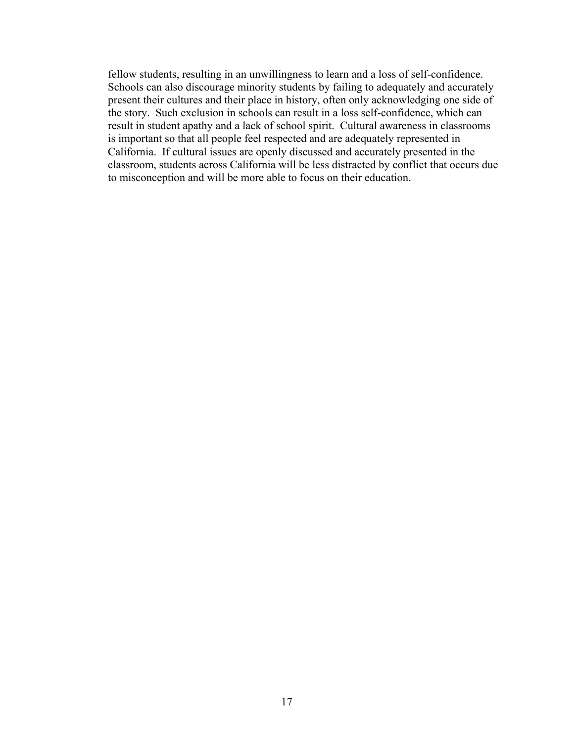fellow students, resulting in an unwillingness to learn and a loss of self-confidence. Schools can also discourage minority students by failing to adequately and accurately present their cultures and their place in history, often only acknowledging one side of the story. Such exclusion in schools can result in a loss self-confidence, which can result in student apathy and a lack of school spirit. Cultural awareness in classrooms is important so that all people feel respected and are adequately represented in California. If cultural issues are openly discussed and accurately presented in the classroom, students across California will be less distracted by conflict that occurs due to misconception and will be more able to focus on their education.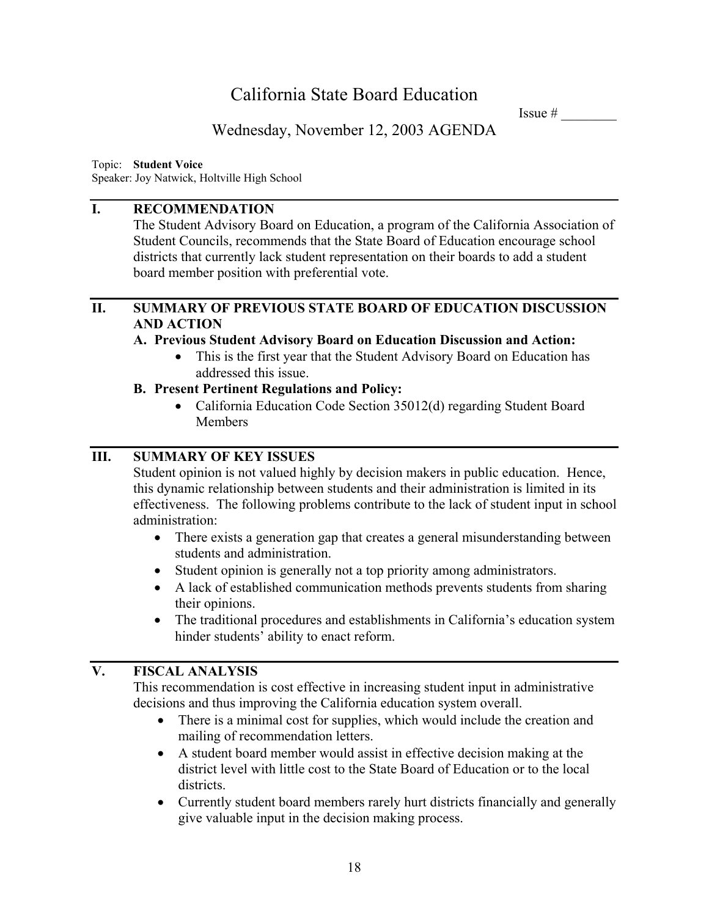# California State Board Education

Issue # ________

## Wednesday, November 12, 2003 AGENDA

Topic: **Student Voice**
Speaker: Joy Natwick, Holtville High School

## I. RECOMMENDATION

The Student Advisory Board on Education, a program of the California Association of Student Councils, recommends that the State Board of Education encourage school districts that currently lack student representation on their boards to add a student board member position with preferential vote.

## II. SUMMARY OF PREVIOUS STATE BOARD OF EDUCATION DISCUSSION AND ACTION

**A. Previous Student Advisory Board on Education Discussion and Action:**

- This is the first year that the Student Advisory Board on Education has addressed this issue.

**B. Present Pertinent Regulations and Policy:**

- California Education Code Section 35012(d) regarding Student Board Members

## III. SUMMARY OF KEY ISSUES

Student opinion is not valued highly by decision makers in public education. Hence, this dynamic relationship between students and their administration is limited in its effectiveness. The following problems contribute to the lack of student input in school administration:

- There exists a generation gap that creates a general misunderstanding between students and administration.
- Student opinion is generally not a top priority among administrators.
- A lack of established communication methods prevents students from sharing their opinions.
- The traditional procedures and establishments in California's education system hinder students' ability to enact reform.

## V. FISCAL ANALYSIS

This recommendation is cost effective in increasing student input in administrative decisions and thus improving the California education system overall.

- There is a minimal cost for supplies, which would include the creation and mailing of recommendation letters.
- A student board member would assist in effective decision making at the district level with little cost to the State Board of Education or to the local districts.
- Currently student board members rarely hurt districts financially and generally give valuable input in the decision making process.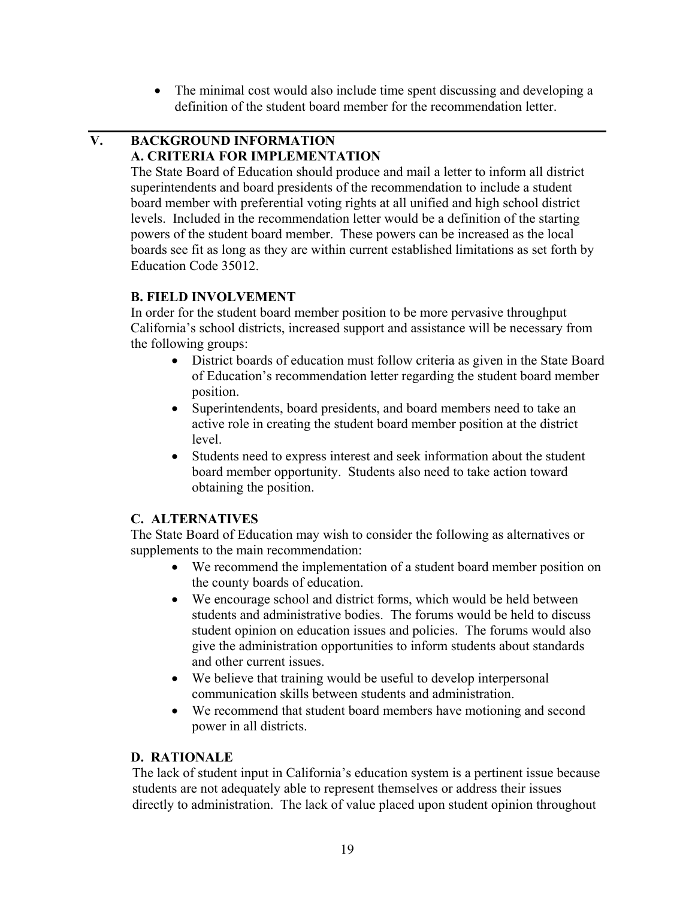- The minimal cost would also include time spent discussing and developing a definition of the student board member for the recommendation letter.

---

## V. BACKGROUND INFORMATION

### A. CRITERIA FOR IMPLEMENTATION

The State Board of Education should produce and mail a letter to inform all district superintendents and board presidents of the recommendation to include a student board member with preferential voting rights at all unified and high school district levels. Included in the recommendation letter would be a definition of the starting powers of the student board member. These powers can be increased as the local boards see fit as long as they are within current established limitations as set forth by Education Code 35012.

### B. FIELD INVOLVEMENT

In order for the student board member position to be more pervasive throughput California's school districts, increased support and assistance will be necessary from the following groups:

- District boards of education must follow criteria as given in the State Board of Education's recommendation letter regarding the student board member position.
- Superintendents, board presidents, and board members need to take an active role in creating the student board member position at the district level.
- Students need to express interest and seek information about the student board member opportunity. Students also need to take action toward obtaining the position.

### C. ALTERNATIVES

The State Board of Education may wish to consider the following as alternatives or supplements to the main recommendation:

- We recommend the implementation of a student board member position on the county boards of education.
- We encourage school and district forms, which would be held between students and administrative bodies. The forums would be held to discuss student opinion on education issues and policies. The forums would also give the administration opportunities to inform students about standards and other current issues.
- We believe that training would be useful to develop interpersonal communication skills between students and administration.
- We recommend that student board members have motioning and second power in all districts.

### D. RATIONALE

The lack of student input in California's education system is a pertinent issue because students are not adequately able to represent themselves or address their issues directly to administration. The lack of value placed upon student opinion throughout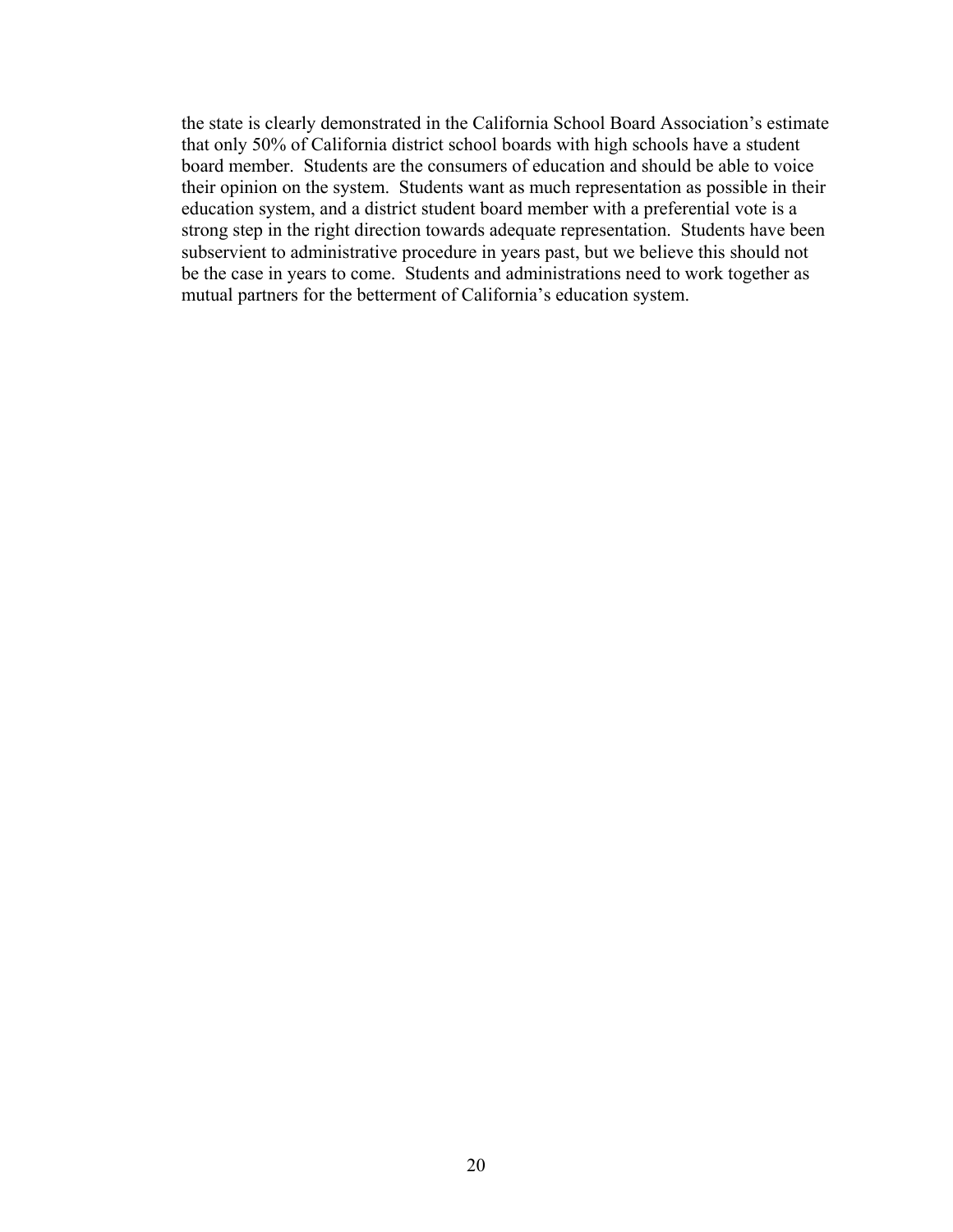the state is clearly demonstrated in the California School Board Association's estimate that only 50% of California district school boards with high schools have a student board member. Students are the consumers of education and should be able to voice their opinion on the system. Students want as much representation as possible in their education system, and a district student board member with a preferential vote is a strong step in the right direction towards adequate representation. Students have been subservient to administrative procedure in years past, but we believe this should not be the case in years to come. Students and administrations need to work together as mutual partners for the betterment of California's education system.